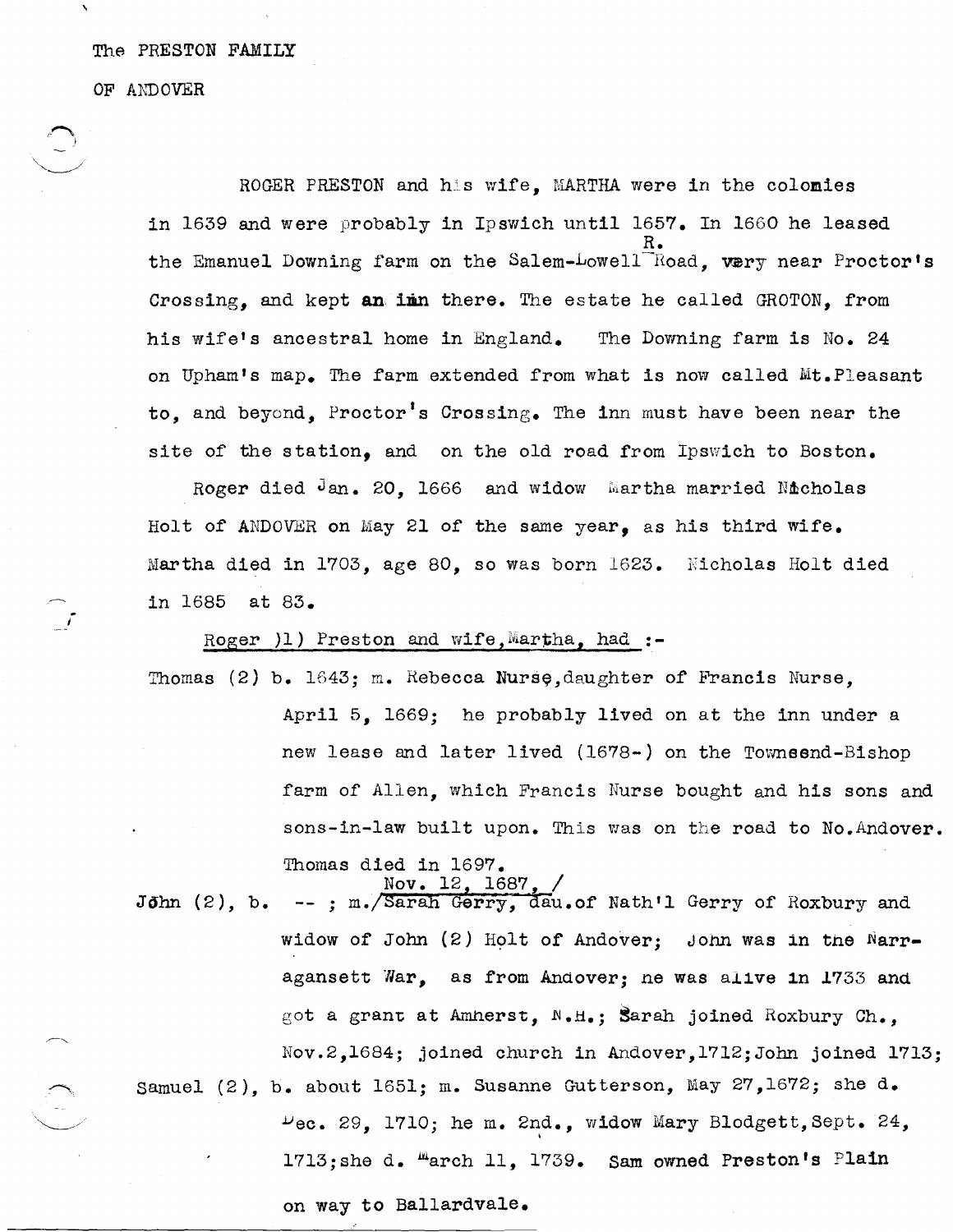The PRESTON FAMILY

OF ANDOVER

ROGER PRESTON and his wife, MARTHA were in the colonies in 1639 and were probably in Ipswich until 1657. In 1660 he leased the Emanuel Downing farm on the Salem-Lowell R. Road, very near Proctor's Crossing, and kept an inn there. The estate he called GROTON, from his wife's ancestral home in England. The Downing farm is No. 24 on Upham's map. The farm extended from what is now called Mt.Pleasant to, and beyond, Proctor's Crossing. The inn must have been near the site of the station, and on the old road from Ipswich to Boston.

Roger died Jan. 20, 1666 and widow Martha married Nicholas Holt of ANDOVER on May 21 of the same year, as his third wife. Martha died in 1703, age 80, so was born 1623. Nicholas Holt died in 1685 at 83.

Roger )1) Preston and wife, Martha, had :-

Thomas (2) b. 1643; m. Rebecca Nurse, daughter of Francis Nurse, April 5, 1669; he probably lived on at the inn under a new lease and later lived (1678-) on the Townsend-Bishop farm of Allen, which Francis Nurse bought and his sons and sons-in-law built upon. This was on the road to No.Andover. Thomas died in 1697.

John (2), b. -- ; m. Nov. 12, 1687, Sarah Gerry, dau.of Nath'l Gerry of Roxbury and widow of John (2) Holt of Andover; John was in the Narragansett War, as from Andover; he was alive in 1733 and got a grant at Amherst, N.H.; Sarah joined Roxbury Ch., Nov.2,1684; joined church in Andover,1712; John joined 1713;

Samuel (2), b. about 1651; m. Susanne Gutterson, May 27,1672; she d. Dec. 29, 1710; he m. 2nd., widow Mary Blodgett, Sept. 24, 1713; she d. March 11, 1739. Sam owned Preston's Plain on way to Ballardvale.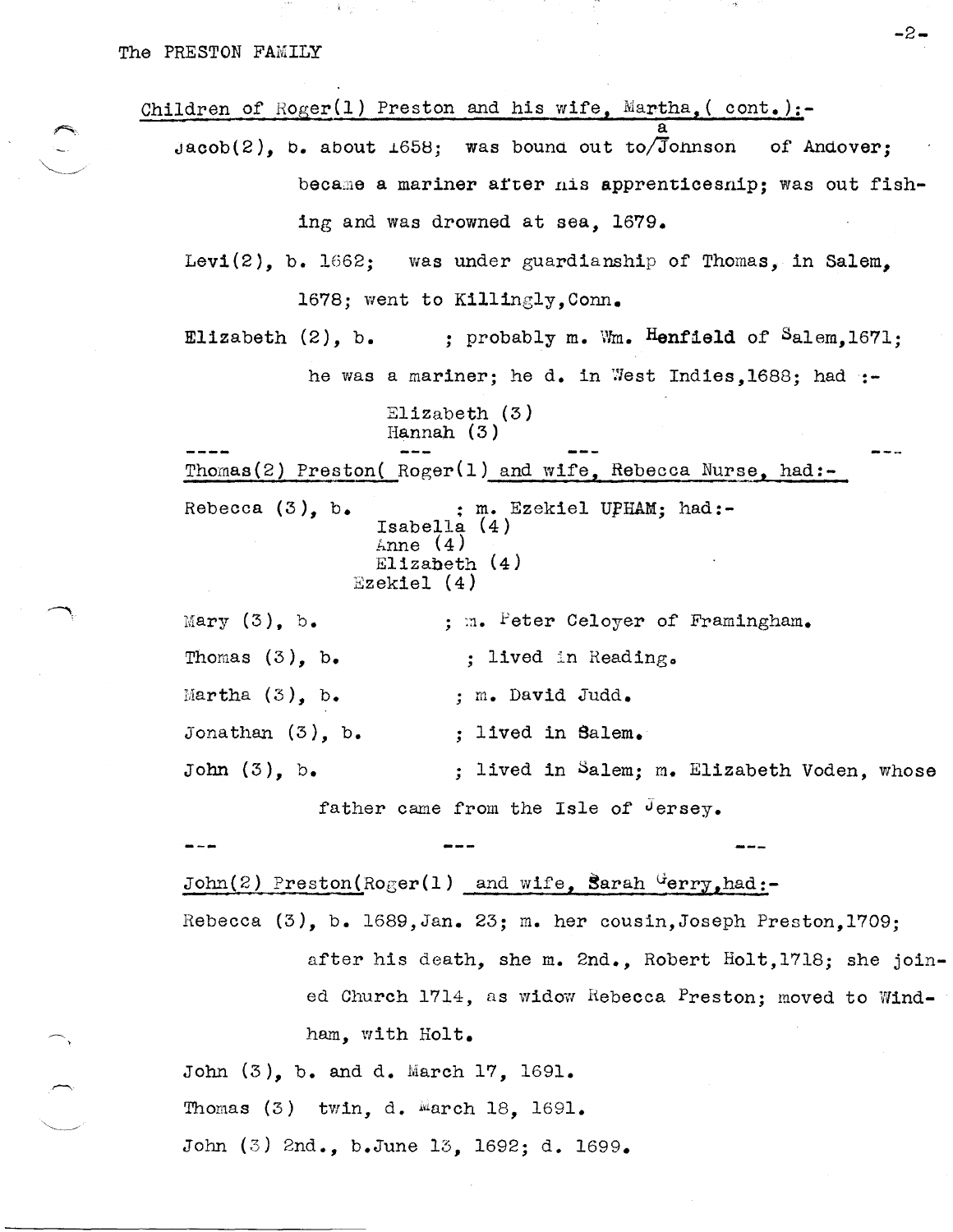Children of Roger(1) Preston and his wife, Martha,( cont.):-

Jacob(2), b. about 1658; was bound out to a Johnson of Andover; became a mariner after his apprenticeship; was out fishing and was drowned at sea, 1679.

Levi(2), b. 1662; was under guardianship of Thomas, in Salem, 1678; went to Killingly,Conn.

Elizabeth (2), b. ; probably m. Wm. **Henfield** of Salem,1671; he was a mariner; he d. in West Indies,1688; had :-

Elizabeth (3)
Hannah (3)

---- --- --- ---

Thomas(2) Preston( Roger(1) and wife, Rebecca Nurse, had:-

Rebecca (3), b. ; m. Ezekiel UPHAM; had:-

Isabella (4)
Anne (4)
Elizabeth (4)
Ezekiel (4)

Mary (3), b. ; m. Peter Celoyer of Framingham.

Thomas (3), b. ; lived in Reading.

Martha (3), b. ; m. David Judd.

Jonathan (3), b. ; lived in Salem.

John (3), b. ; lived in Salem; m. Elizabeth Voden, whose father came from the Isle of Jersey.

--- --- ---

John(2) Preston(Roger(1) and wife, Sarah Gerry,had:-

Rebecca (3), b. 1689,Jan. 23; m. her cousin,Joseph Preston,1709; after his death, she m. 2nd., Robert Holt,1718; she joined Church 1714, as widow Rebecca Preston; moved to Windham, with Holt.

John (3), b. and d. March 17, 1691.

Thomas (3) twin, d. March 18, 1691.

John (3) 2nd., b.June 13, 1692; d. 1699.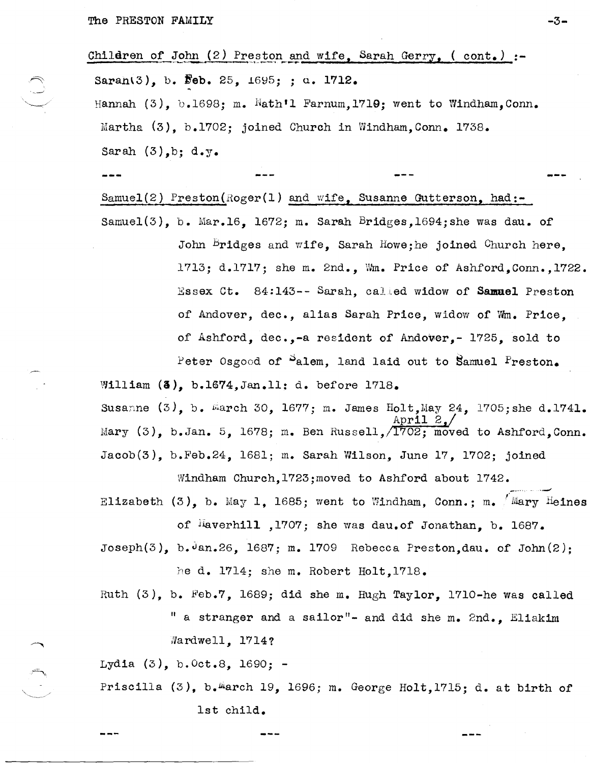Children of John (2) Preston and wife, Sarah Gerry, ( cont.) :-

Sarah(3), b. Feb. 25, 1695; ; d. 1712.

Hannah (3), b.1698; m. Nath'l Farnum,1719; went to Windham,Conn.

Martha (3), b.1702; joined Church in Windham,Conn. 1738.

Sarah (3),b; d.y.

--- --- --- ---

Samuel(2) Preston(Roger(1) and wife, Susanne Gutterson, had:-

Samuel(3), b. Mar.16, 1672; m. Sarah Bridges,1694;she was dau. of John Bridges and wife, Sarah Howe;he joined Church here, 1713; d.1717; she m. 2nd., Wm. Price of Ashford,Conn.,1722. Essex Ct. 84:143-- Sarah, called widow of **Samuel** Preston of Andover, dec., alias Sarah Price, widow of Wm. Price, of Ashford, dec.,-a resident of Andover,- 1725, sold to Peter Osgood of Salem, land laid out to Samuel Preston.

William (3), b.1674,Jan.11: d. before 1718.

Susanne (3), b. March 30, 1677; m. James Holt,May 24, 1705;she d.1741.

Mary (3), b.Jan. 5, 1678; m. Ben Russell, ~~1702;~~ April 2, 1702; moved to Ashford,Conn.

Jacob(3), b.Feb.24, 1681; m. Sarah Wilson, June 17, 1702; joined Windham Church,1723;moved to Ashford about 1742.

Elizabeth (3), b. May 1, 1685; went to Windham, Conn.; m. Mary Heines of Haverhill ,1707; she was dau.of Jonathan, b. 1687.

Joseph(3), b.Jan.26, 1687; m. 1709 Rebecca Preston,dau. of John(2); he d. 1714; she m. Robert Holt,1718.

Ruth (3), b. Feb.7, 1689; did she m. Hugh Taylor, 1710-he was called " a stranger and a sailor"- and did she m. 2nd., Eliakim Wardwell, 1714?

Lydia (3), b.Oct.8, 1690; -

Priscilla (3), b.March 19, 1696; m. George Holt,1715; d. at birth of 1st child.

--- --- ---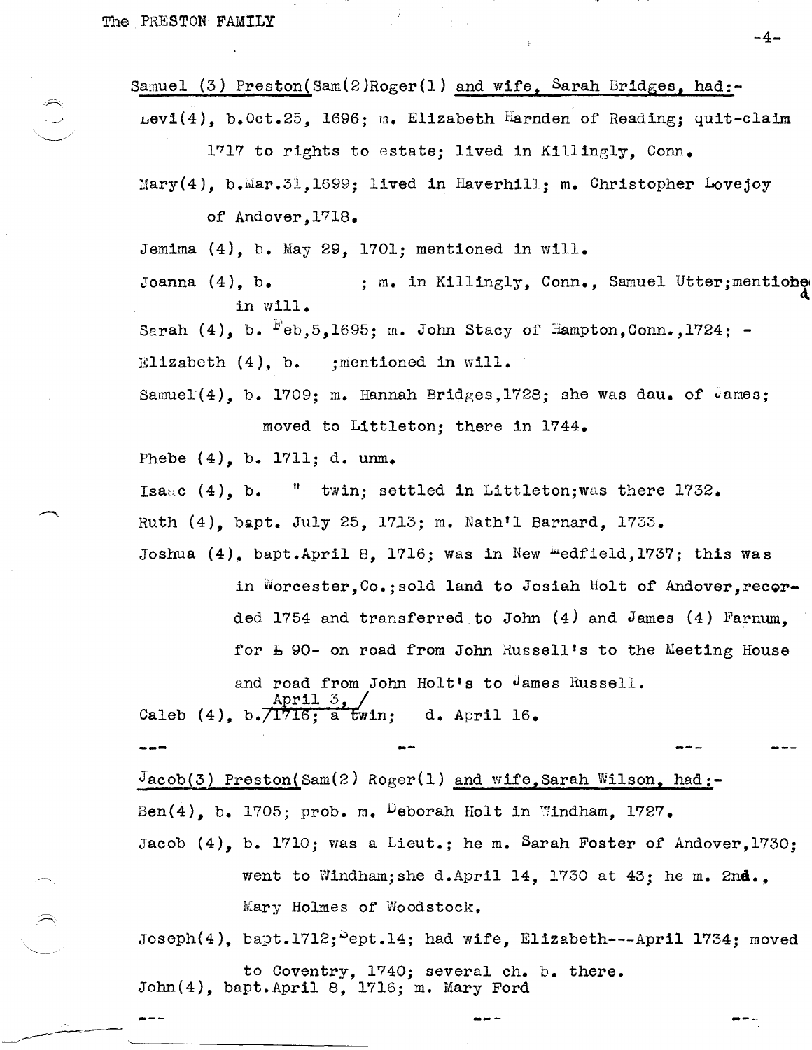Samuel (3) Preston(Sam(2)Roger(1) and wife, Sarah Bridges, had:-

Levi(4), b.Oct.25, 1696; m. Elizabeth Harnden of Reading; quit-claim 1717 to rights to estate; lived in Killingly, Conn.

Mary(4), b.Mar.31,1699; lived in Haverhill; m. Christopher Lovejoy of Andover,1718.

Jemima (4), b. May 29, 1701; mentioned in will.

Joanna (4), b. ; m. in Killingly, Conn., Samuel Utter;mentioned in will.

Sarah (4), b. Feb,5,1695; m. John Stacy of Hampton,Conn.,1724; -

Elizabeth (4), b. ;mentioned in will.

Samuel(4), b. 1709; m. Hannah Bridges,1728; she was dau. of James; moved to Littleton; there in 1744.

Phebe (4), b. 1711; d. unm.

Isaac (4), b. " twin; settled in Littleton;was there 1732.

Ruth (4), bapt. July 25, 1713; m. Nath'l Barnard, 1733.

Joshua (4), bapt.April 8, 1716; was in New Medfield,1737; this was in Worcester,Co.;sold land to Josiah Holt of Andover,recorded 1754 and transferred to John (4) and James (4) Farnum, for £ 90- on road from John Russell's to the Meeting House and road from John Holt's to James Russell.

Caleb (4), b. April 3, 1716; a twin; d. April 16.

--- -- --- ---

Jacob(3) Preston(Sam(2) Roger(1) and wife,Sarah Wilson, had:-

Ben(4), b. 1705; prob. m. Deborah Holt in Windham, 1727.

Jacob (4), b. 1710; was a Lieut.; he m. Sarah Foster of Andover,1730; went to Windham;she d.April 14, 1730 at 43; he m. 2nd., Mary Holmes of Woodstock.

Joseph(4), bapt.1712;Sept.14; had wife, Elizabeth---April 1734; moved to Coventry, 1740; several ch. b. there.

John(4), bapt.April 8, 1716; m. Mary Ford

--- --- ---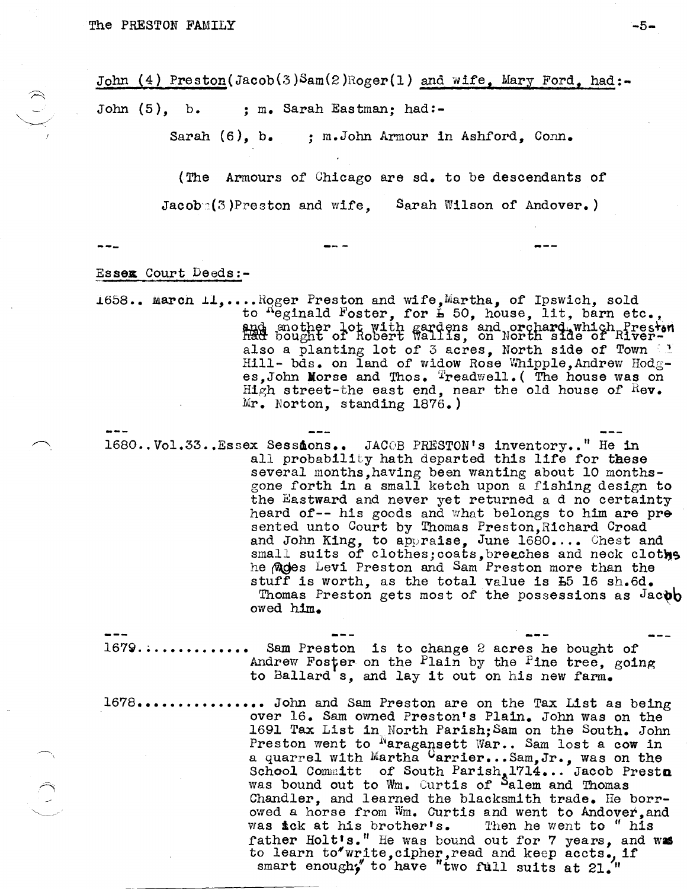John (4) Preston(Jacob(3)Sam(2)Roger(1) and wife, Mary Ford, had:-

John (5), b. ; m. Sarah Eastman; had:-

Sarah (6), b. ; m.John Armour in Ashford, Conn.

(The Armours of Chicago are sd. to be descendants of Jacob (3)Preston and wife, Sarah Wilson of Andover.)

--- --- ---

Essex Court Deeds:-

1658.. March 11,....Roger Preston and wife,Martha, of Ipswich, sold to Reginald Foster, for £ 50, house, lit, barn etc., and another lot with gardens and orchard,which Preston had bought of Robert Wallis, on North side of River- also a planting lot of 3 acres, North side of Town Hill- bds. on land of widow Rose Whipple,Andrew Hodges,John Morse and Thos. Treadwell.( The house was on High street-the east end, near the old house of Rev. Mr. Norton, standing 1876.)

--- --- ---

1680..Vol.33..Essex Sessions.. JACOB PRESTON's inventory.." He in all probability hath departed this life for these several months,having been wanting about 10 months- gone forth in a small ketch upon a fishing design to the Eastward and never yet returned a d no certainty heard of-- his goods and what belongs to him are presented unto Court by Thomas Preston,Richard Croad and John King, to appraise, June 1680.... Chest and small suits of clothes;coats,breeches and neck cloths he owes Levi Preston and Sam Preston more than the stuff is worth, as the total value is £5 16 sh.6d. Thomas Preston gets most of the possessions as Jacob owed him.

--- --- --- ---

1679............. Sam Preston is to change 2 acres he bought of Andrew Foster on the Plain by the Pine tree, going to Ballard's, and lay it out on his new farm.

1678............... John and Sam Preston are on the Tax List as being over 16. Sam owned Preston's Plain. John was on the 1691 Tax List in North Parish;Sam on the South. John Preston went to Naragansett War.. Sam lost a cow in a quarrel with Martha Carrier...Sam,Jr., was on the School Committ of South Parish,1714... Jacob Preston was bound out to Wm. Curtis of Salem and Thomas Chandler, and learned the blacksmith trade. He borrowed a horse from Wm. Curtis and went to Andover,and was sick at his brother's. Then he went to " his father Holt's." He was bound out for 7 years, and was to learn to"write,cipher,read and keep accts., if smart enough," to have "two full suits at 21."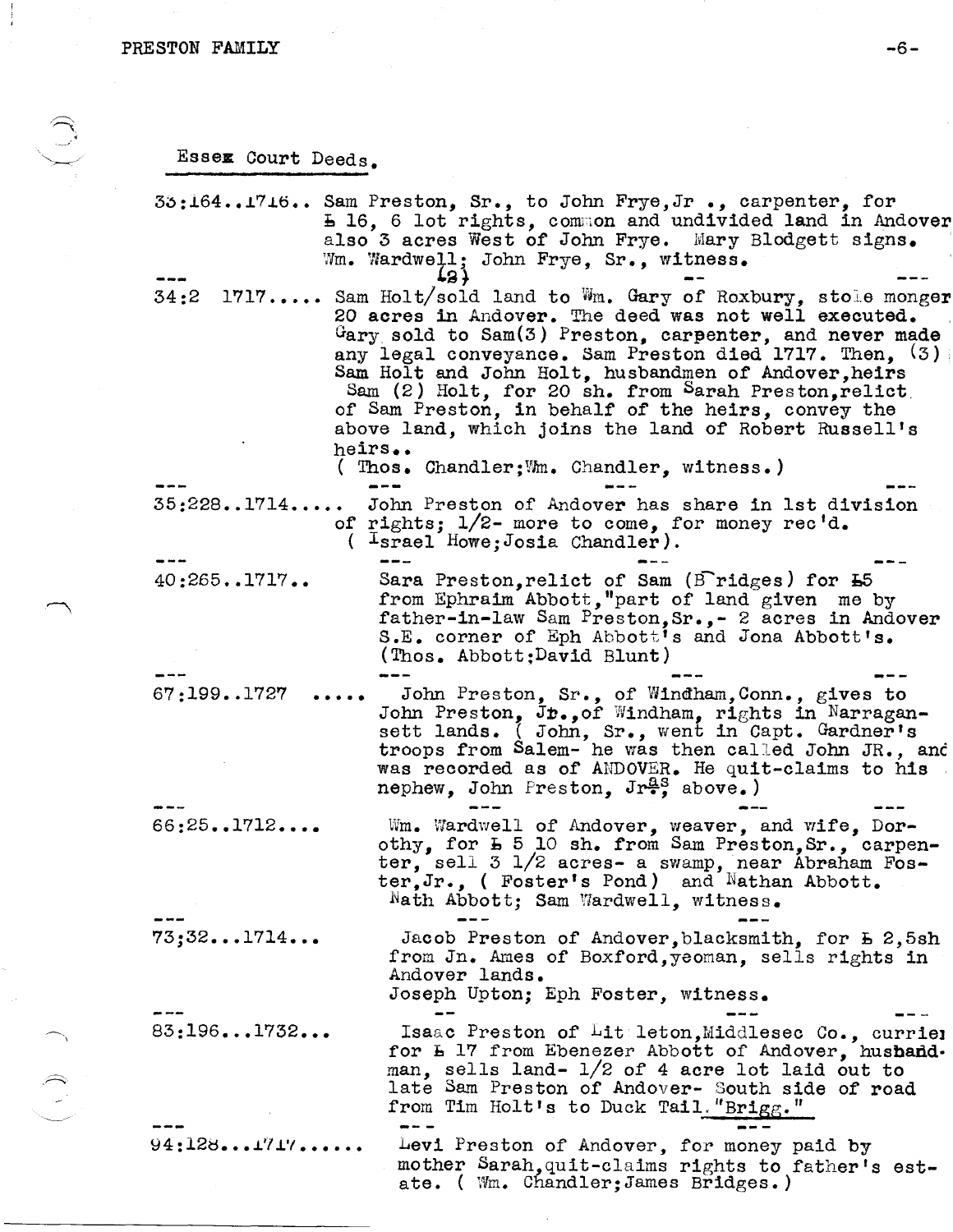## Essex Court Deeds.

33:164..1716.. Sam Preston, Sr., to John Frye, Jr ., carpenter, for £ 16, 6 lot rights, common and undivided land in Andover also 3 acres West of John Frye. Mary Blodgett signs. Wm. Wardwell; John Frye, Sr., witness.

--- (2) --- ---

34:2 1717..... Sam Holt/sold land to Wm. Gary of Roxbury, stone monger 20 acres in Andover. The deed was not well executed. Gary sold to Sam(3) Preston, carpenter, and never made any legal conveyance. Sam Preston died 1717. Then, (3) Sam Holt and John Holt, husbandmen of Andover, heirs Sam (2) Holt, for 20 sh. from Sarah Preston, relict of Sam Preston, in behalf of the heirs, convey the above land, which joins the land of Robert Russell's heirs..
( Thos. Chandler; Wm. Chandler, witness.)

--- --- ---

35:228..1714..... John Preston of Andover has share in 1st division of rights; 1/2- more to come, for money rec'd.
( Israel Howe; Josia Chandler).

--- --- ---

40:265..1717.. Sara Preston, relict of Sam (Bridges) for £5 from Ephraim Abbott, "part of land given me by father-in-law Sam Preston, Sr.,- 2 acres in Andover S.E. corner of Eph Abbott's and Jona Abbott's.
(Thos. Abbott; David Blunt)

--- --- ---

67:199..1727 ..... John Preston, Sr., of Windham, Conn., gives to John Preston, Jr., of Windham, rights in Narragansett lands. ( John, Sr., went in Capt. Gardner's troops from Salem- he was then called John JR., and was recorded as of ANDOVER. He quit-claims to his nephew, John Preston, Jr., as above.)

--- --- ---

66:25..1712.... Wm. Wardwell of Andover, weaver, and wife, Dorothy, for £ 5 10 sh. from Sam Preston, Sr., carpenter, sell 3 1/2 acres- a swamp, near Abraham Foster, Jr., ( Foster's Pond) and Nathan Abbott.
Nath Abbott; Sam Wardwell, witness.

--- --- ---

73;32...1714... Jacob Preston of Andover, blacksmith, for £ 2,5sh from Jn. Ames of Boxford, yeoman, sells rights in Andover lands.
Joseph Upton; Eph Foster, witness.

--- -- ---

83:196...1732... Isaac Preston of Littleton, Middlesec Co., currier for £ 17 from Ebenezer Abbott of Andover, husbandman, sells land- 1/2 of 4 acre lot laid out to late Sam Preston of Andover- South side of road from Tim Holt's to Duck Tail. "Brigg."

--- --- ---

94:128...1717...... Levi Preston of Andover, for money paid by mother Sarah, quit-claims rights to father's estate. ( Wm. Chandler; James Bridges.)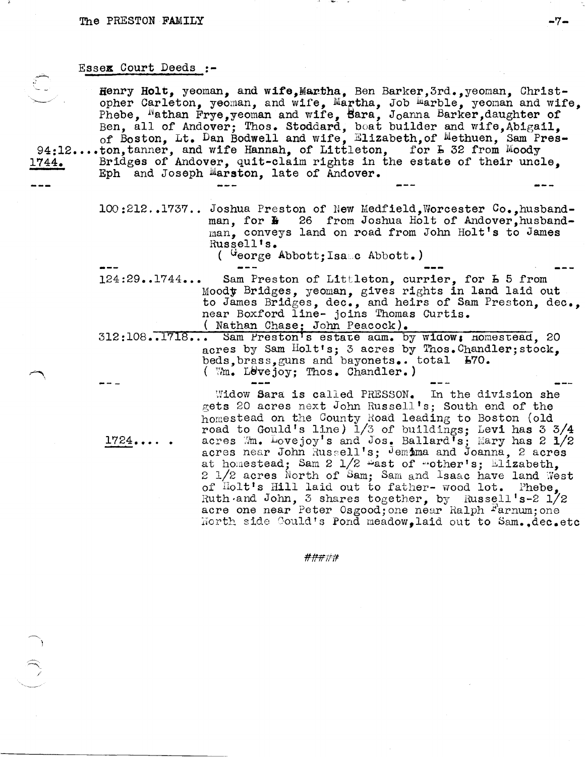Essex Court Deeds :-

94:12....
1744.

Henry Holt, yeoman, and wife, Martha, Ben Barker, 3rd., yeoman, Christopher Carleton, yeoman, and wife, Martha, Job Marble, yeoman and wife, Phebe, Nathan Frye, yeoman and wife, Sara, Joanna Barker, daughter of Ben, all of Andover; Thos. Stoddard, boat builder and wife, Abigail, of Boston, Lt. Dan Bodwell and wife, Elizabeth, of Methuen, Sam Preston, tanner, and wife Hannah, of Littleton, for £ 32 from Moody Bridges of Andover, quit-claim rights in the estate of their uncle, Eph and Joseph Marston, late of Andover.

--- --- --- ---

100:212..1737.. Joshua Preston of New Medfield, Worcester Co., husbandman, for £ 26 from Joshua Holt of Andover, husbandman, conveys land on road from John Holt's to James Russell's.
( George Abbott; Isaac Abbott.)

--- --- --- ---

124:29..1744... Sam Preston of Littleton, currier, for £ 5 from Moody Bridges, yeoman, gives rights in land laid out to James Bridges, dec., and heirs of Sam Preston, dec., near Boxford line- joins Thomas Curtis.
( Nathan Chase; John Peacock).

312:108..1718... Sam Preston's estate adm. by widow; homestead, 20 acres by Sam Holt's; 3 acres by Thos. Chandler; stock, beds, brass, guns and bayonets.. total £70.
( Wm. Lovejoy; Thos. Chandler.)

--- --- --- ---

1724.... .

Widow Sara is called PRESSON. In the division she gets 20 acres next John Russell's; South end of the homestead on the County Road leading to Boston (old road to Gould's line) 1/3 of buildings; Levi has 3 3/4 acres Wm. Lovejoy's and Jos. Ballard's; Mary has 2 1/2 acres near John Russell's; Jemima and Joanna, 2 acres at homestead; Sam 2 1/2 East of Mother's; Elizabeth, 2 1/2 acres North of Sam; Sam and Isaac have land West of Holt's Hill laid out to father- wood lot. Phebe, Ruth and John, 3 shares together, by Russell's-2 1/2 acre one near Peter Osgood; one near Ralph Farnum; one North side Gould's Pond meadow, laid out to Sam., dec. etc

#####